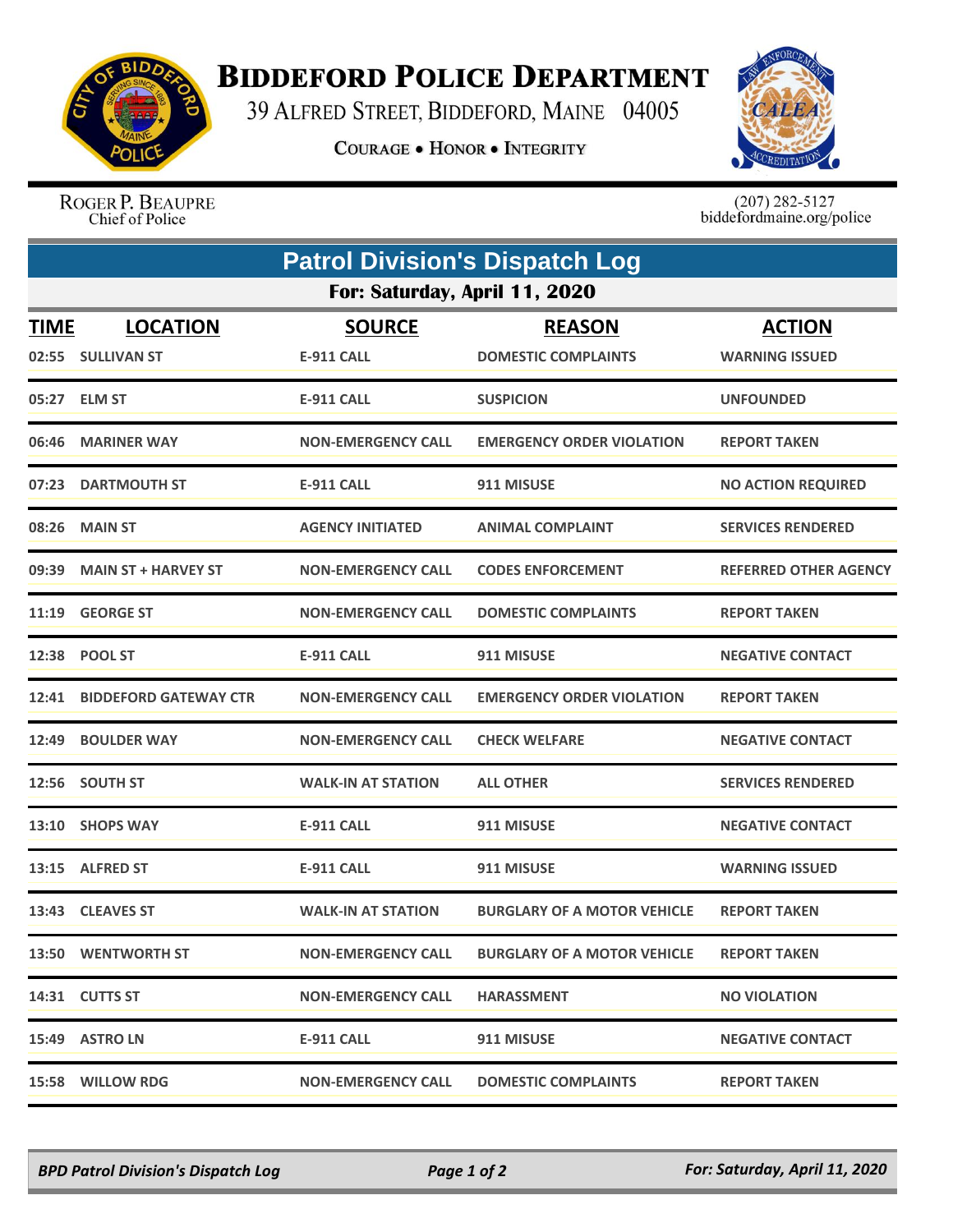# BIDDEFORD POLICE DEPARTMENT

39 ALFRED STREET, BIDDEFORD, MAINE 04005

COURAGE • HONOR • INTEGRITY

ROGER P. BEAUPRE
Chief of Police

(207) 282-5127
biddefordmaine.org/police

## Patrol Division's Dispatch Log

### For: Saturday, April 11, 2020

| TIME | LOCATION | SOURCE | REASON | ACTION |
|---|---|---|---|---|
| 02:55 | SULLIVAN ST | E-911 CALL | DOMESTIC COMPLAINTS | WARNING ISSUED |
| 05:27 | ELM ST | E-911 CALL | SUSPICION | UNFOUNDED |
| 06:46 | MARINER WAY | NON-EMERGENCY CALL | EMERGENCY ORDER VIOLATION | REPORT TAKEN |
| 07:23 | DARTMOUTH ST | E-911 CALL | 911 MISUSE | NO ACTION REQUIRED |
| 08:26 | MAIN ST | AGENCY INITIATED | ANIMAL COMPLAINT | SERVICES RENDERED |
| 09:39 | MAIN ST + HARVEY ST | NON-EMERGENCY CALL | CODES ENFORCEMENT | REFERRED OTHER AGENCY |
| 11:19 | GEORGE ST | NON-EMERGENCY CALL | DOMESTIC COMPLAINTS | REPORT TAKEN |
| 12:38 | POOL ST | E-911 CALL | 911 MISUSE | NEGATIVE CONTACT |
| 12:41 | BIDDEFORD GATEWAY CTR | NON-EMERGENCY CALL | EMERGENCY ORDER VIOLATION | REPORT TAKEN |
| 12:49 | BOULDER WAY | NON-EMERGENCY CALL | CHECK WELFARE | NEGATIVE CONTACT |
| 12:56 | SOUTH ST | WALK-IN AT STATION | ALL OTHER | SERVICES RENDERED |
| 13:10 | SHOPS WAY | E-911 CALL | 911 MISUSE | NEGATIVE CONTACT |
| 13:15 | ALFRED ST | E-911 CALL | 911 MISUSE | WARNING ISSUED |
| 13:43 | CLEAVES ST | WALK-IN AT STATION | BURGLARY OF A MOTOR VEHICLE | REPORT TAKEN |
| 13:50 | WENTWORTH ST | NON-EMERGENCY CALL | BURGLARY OF A MOTOR VEHICLE | REPORT TAKEN |
| 14:31 | CUTTS ST | NON-EMERGENCY CALL | HARASSMENT | NO VIOLATION |
| 15:49 | ASTRO LN | E-911 CALL | 911 MISUSE | NEGATIVE CONTACT |
| 15:58 | WILLOW RDG | NON-EMERGENCY CALL | DOMESTIC COMPLAINTS | REPORT TAKEN |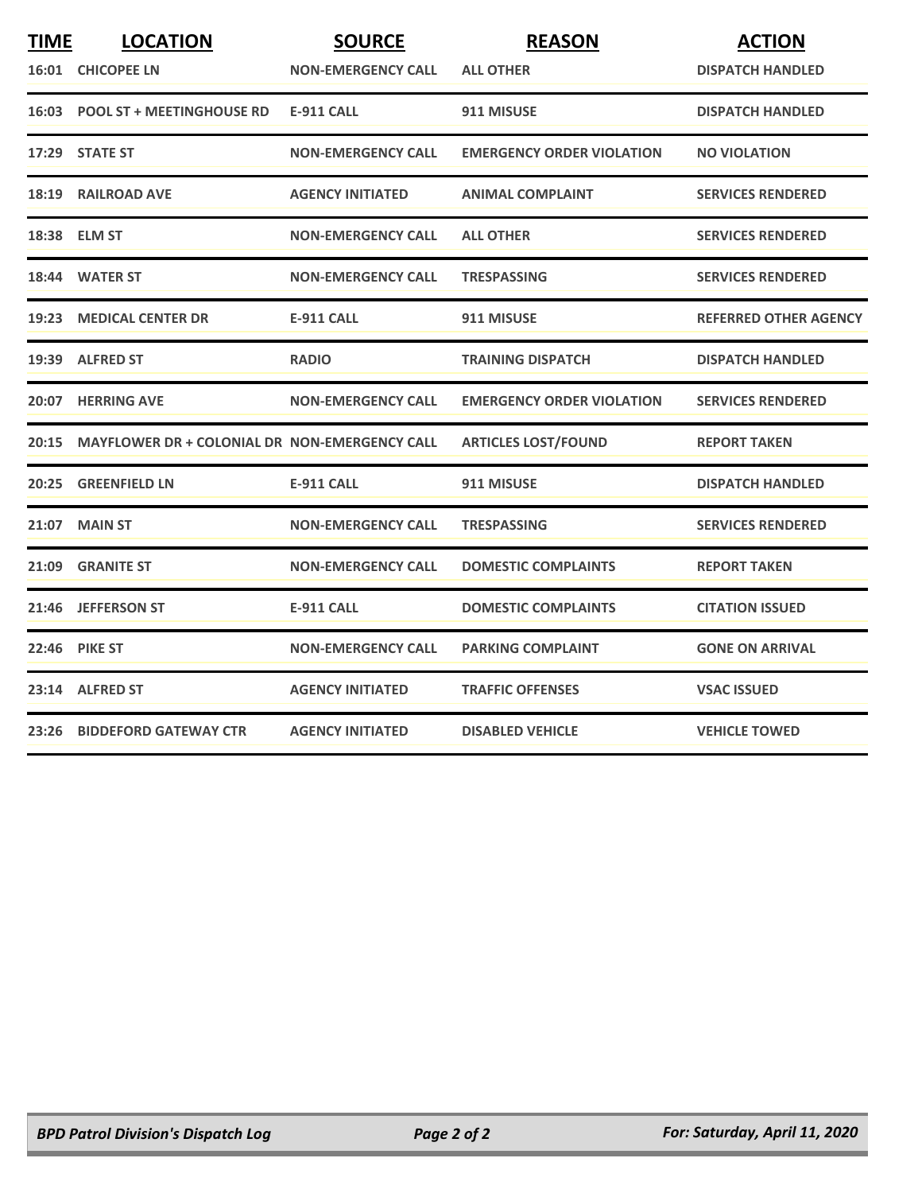| TIME | LOCATION | SOURCE | REASON | ACTION |
|---|---|---|---|---|
| 16:01 | CHICOPEE LN | NON-EMERGENCY CALL | ALL OTHER | DISPATCH HANDLED |
| 16:03 | POOL ST + MEETINGHOUSE RD | E-911 CALL | 911 MISUSE | DISPATCH HANDLED |
| 17:29 | STATE ST | NON-EMERGENCY CALL | EMERGENCY ORDER VIOLATION | NO VIOLATION |
| 18:19 | RAILROAD AVE | AGENCY INITIATED | ANIMAL COMPLAINT | SERVICES RENDERED |
| 18:38 | ELM ST | NON-EMERGENCY CALL | ALL OTHER | SERVICES RENDERED |
| 18:44 | WATER ST | NON-EMERGENCY CALL | TRESPASSING | SERVICES RENDERED |
| 19:23 | MEDICAL CENTER DR | E-911 CALL | 911 MISUSE | REFERRED OTHER AGENCY |
| 19:39 | ALFRED ST | RADIO | TRAINING DISPATCH | DISPATCH HANDLED |
| 20:07 | HERRING AVE | NON-EMERGENCY CALL | EMERGENCY ORDER VIOLATION | SERVICES RENDERED |
| 20:15 | MAYFLOWER DR + COLONIAL DR | NON-EMERGENCY CALL | ARTICLES LOST/FOUND | REPORT TAKEN |
| 20:25 | GREENFIELD LN | E-911 CALL | 911 MISUSE | DISPATCH HANDLED |
| 21:07 | MAIN ST | NON-EMERGENCY CALL | TRESPASSING | SERVICES RENDERED |
| 21:09 | GRANITE ST | NON-EMERGENCY CALL | DOMESTIC COMPLAINTS | REPORT TAKEN |
| 21:46 | JEFFERSON ST | E-911 CALL | DOMESTIC COMPLAINTS | CITATION ISSUED |
| 22:46 | PIKE ST | NON-EMERGENCY CALL | PARKING COMPLAINT | GONE ON ARRIVAL |
| 23:14 | ALFRED ST | AGENCY INITIATED | TRAFFIC OFFENSES | VSAC ISSUED |
| 23:26 | BIDDEFORD GATEWAY CTR | AGENCY INITIATED | DISABLED VEHICLE | VEHICLE TOWED |